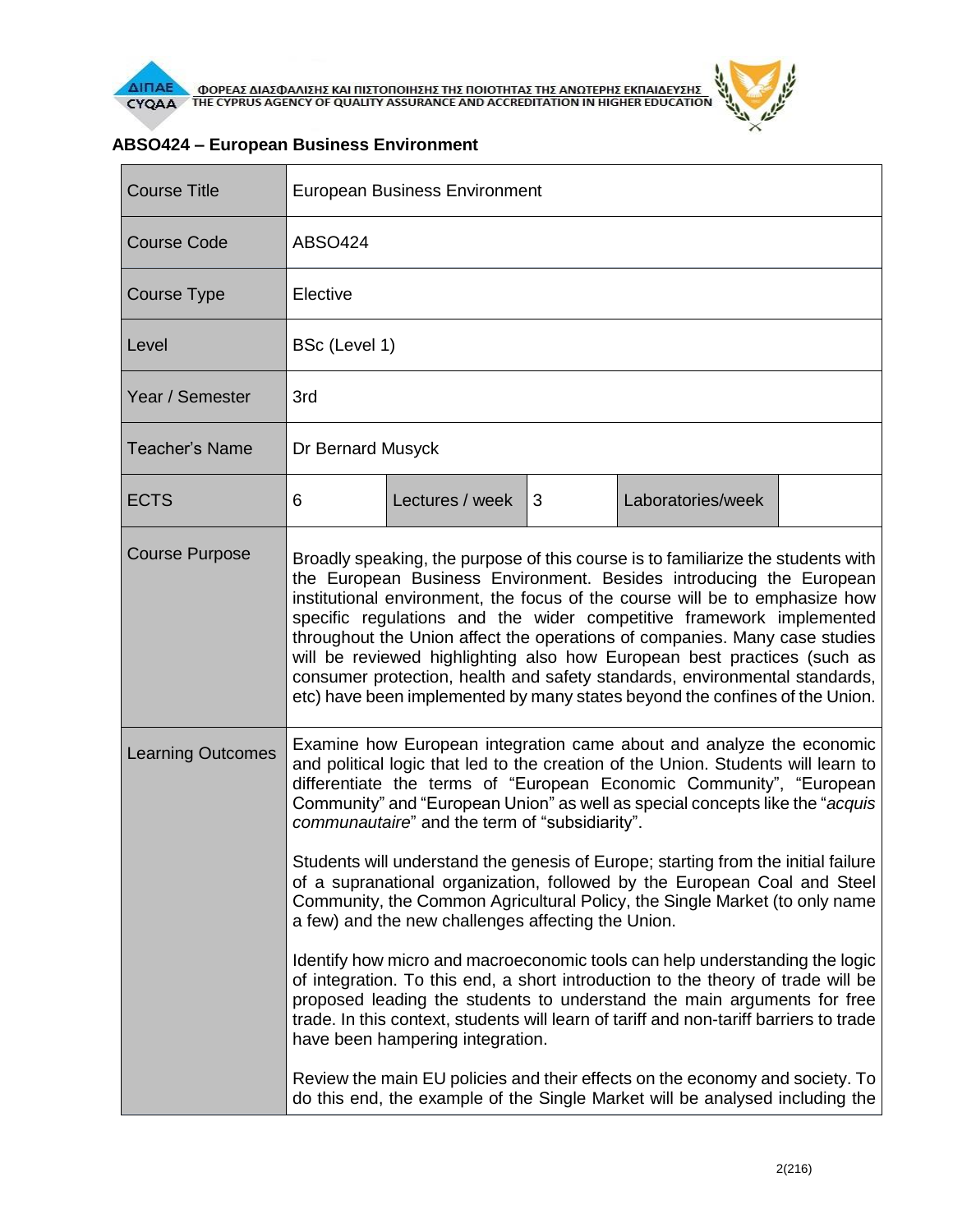# ABSO424 – European Business Environment

| | | | | | |
|---|---|---|---|---|---|
| Course Title | European Business Environment | | | | |
| Course Code | ABSO424 | | | | |
| Course Type | Elective | | | | |
| Level | BSc (Level 1) | | | | |
| Year / Semester | 3rd | | | | |
| Teacher's Name | Dr Bernard Musyck | | | | |
| ECTS | 6 | Lectures / week | 3 | Laboratories/week | |
| Course Purpose | Broadly speaking, the purpose of this course is to familiarize the students with the European Business Environment. Besides introducing the European institutional environment, the focus of the course will be to emphasize how specific regulations and the wider competitive framework implemented throughout the Union affect the operations of companies. Many case studies will be reviewed highlighting also how European best practices (such as consumer protection, health and safety standards, environmental standards, etc) have been implemented by many states beyond the confines of the Union. | | | | |
| Learning Outcomes | Examine how European integration came about and analyze the economic and political logic that led to the creation of the Union. Students will learn to differentiate the terms of "European Economic Community", "European Community" and "European Union" as well as special concepts like the "*acquis communautaire*" and the term of "subsidiarity".<br><br>Students will understand the genesis of Europe; starting from the initial failure of a supranational organization, followed by the European Coal and Steel Community, the Common Agricultural Policy, the Single Market (to only name a few) and the new challenges affecting the Union.<br><br>Identify how micro and macroeconomic tools can help understanding the logic of integration. To this end, a short introduction to the theory of trade will be proposed leading the students to understand the main arguments for free trade. In this context, students will learn of tariff and non-tariff barriers to trade have been hampering integration.<br><br>Review the main EU policies and their effects on the economy and society. To do this end, the example of the Single Market will be analysed including the | | | | |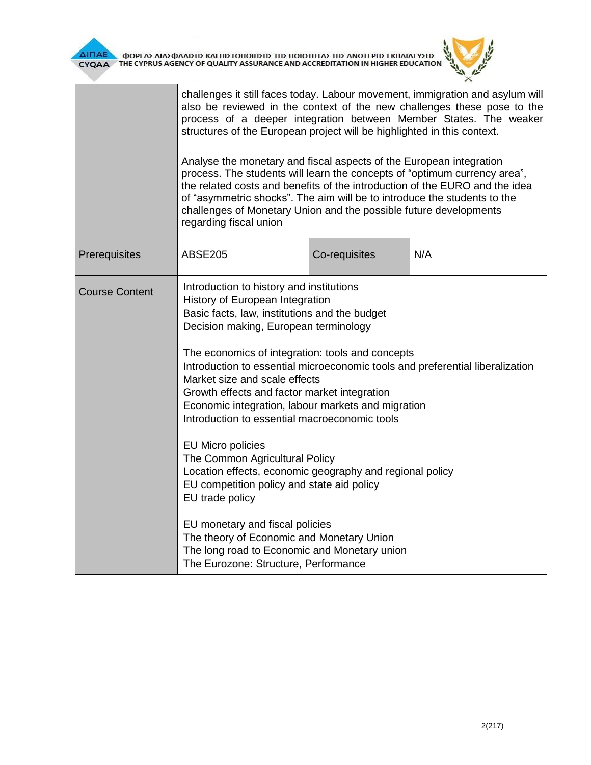| | | | |
|---|---|---|---|
| | challenges it still faces today. Labour movement, immigration and asylum will also be reviewed in the context of the new challenges these pose to the process of a deeper integration between Member States. The weaker structures of the European project will be highlighted in this context.<br><br>Analyse the monetary and fiscal aspects of the European integration process. The students will learn the concepts of "optimum currency area", the related costs and benefits of the introduction of the EURO and the idea of "asymmetric shocks". The aim will be to introduce the students to the challenges of Monetary Union and the possible future developments regarding fiscal union | | |
| Prerequisites | ABSE205 | Co-requisites | N/A |
| Course Content | Introduction to history and institutions<br>History of European Integration<br>Basic facts, law, institutions and the budget<br>Decision making, European terminology<br><br>The economics of integration: tools and concepts<br>Introduction to essential microeconomic tools and preferential liberalization<br>Market size and scale effects<br>Growth effects and factor market integration<br>Economic integration, labour markets and migration<br>Introduction to essential macroeconomic tools<br><br>EU Micro policies<br>The Common Agricultural Policy<br>Location effects, economic geography and regional policy<br>EU competition policy and state aid policy<br>EU trade policy<br><br>EU monetary and fiscal policies<br>The theory of Economic and Monetary Union<br>The long road to Economic and Monetary union<br>The Eurozone: Structure, Performance | | |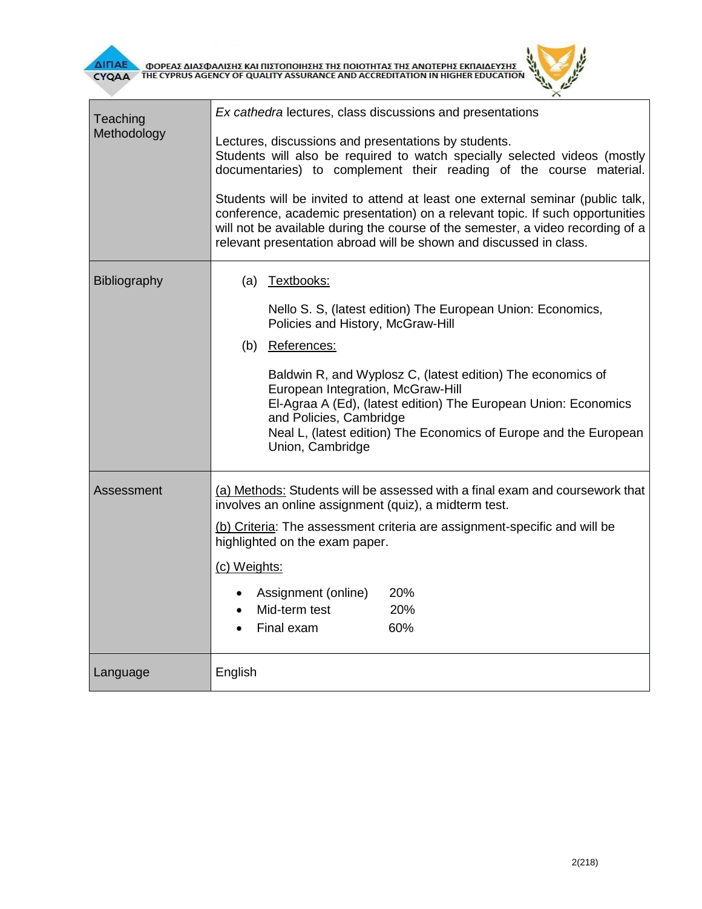| | |
|---|---|
| Teaching Methodology | *Ex cathedra* lectures, class discussions and presentations<br><br>Lectures, discussions and presentations by students.<br>Students will also be required to watch specially selected videos (mostly documentaries) to complement their reading of the course material.<br><br>Students will be invited to attend at least one external seminar (public talk, conference, academic presentation) on a relevant topic. If such opportunities will not be available during the course of the semester, a video recording of a relevant presentation abroad will be shown and discussed in class. |
| Bibliography | (a) Textbooks:<br><br>Nello S. S, (latest edition) The European Union: Economics, Policies and History, McGraw-Hill<br><br>(b) References:<br><br>Baldwin R, and Wyplosz C, (latest edition) The economics of European Integration, McGraw-Hill<br>El-Agraa A (Ed), (latest edition) The European Union: Economics and Policies, Cambridge<br>Neal L, (latest edition) The Economics of Europe and the European Union, Cambridge |
| Assessment | (a) Methods: Students will be assessed with a final exam and coursework that involves an online assignment (quiz), a midterm test.<br><br>(b) Criteria: The assessment criteria are assignment-specific and will be highlighted on the exam paper.<br><br>(c) Weights:<br><br>• Assignment (online) 20%<br>• Mid-term test 20%<br>• Final exam 60% |
| Language | English |